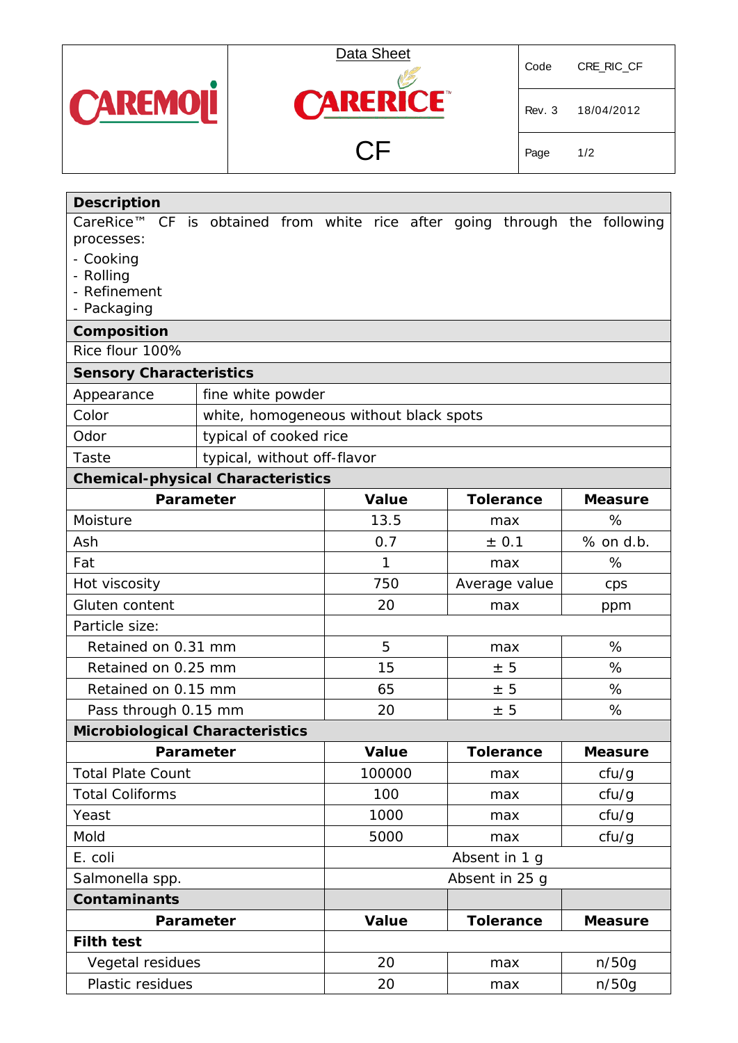| CAREMOLI | Data Sheet<br>CARERICE™<br>CF | Code | CRE_RIC_CF |
|---|---|---|---|
| | | Rev. 3 | 18/04/2012 |
| | | Page | 1/2 |

## Description

CareRice™ CF is obtained from white rice after going through the following processes:

- Cooking
- Rolling
- Refinement
- Packaging

## Composition

Rice flour 100%

## Sensory Characteristics

| | |
|---|---|
| Appearance | fine white powder |
| Color | white, homogeneous without black spots |
| Odor | typical of cooked rice |
| Taste | typical, without off-flavor |

## Chemical-physical Characteristics

| Parameter | Value | Tolerance | Measure |
|---|---|---|---|
| Moisture | 13.5 | max | % |
| Ash | 0.7 | ± 0.1 | % on d.b. |
| Fat | 1 | max | % |
| Hot viscosity | 750 | Average value | cps |
| Gluten content | 20 | max | ppm |
| Particle size: | | | |
| Retained on 0.31 mm | 5 | max | % |
| Retained on 0.25 mm | 15 | ± 5 | % |
| Retained on 0.15 mm | 65 | ± 5 | % |
| Pass through 0.15 mm | 20 | ± 5 | % |

## Microbiological Characteristics

| Parameter | Value | Tolerance | Measure |
|---|---|---|---|
| Total Plate Count | 100000 | max | cfu/g |
| Total Coliforms | 100 | max | cfu/g |
| Yeast | 1000 | max | cfu/g |
| Mold | 5000 | max | cfu/g |
| E. coli | Absent in 1 g | | |
| Salmonella spp. | Absent in 25 g | | |

## Contaminants

| Parameter | Value | Tolerance | Measure |
|---|---|---|---|
| **Filth test** | | | |
| Vegetal residues | 20 | max | n/50g |
| Plastic residues | 20 | max | n/50g |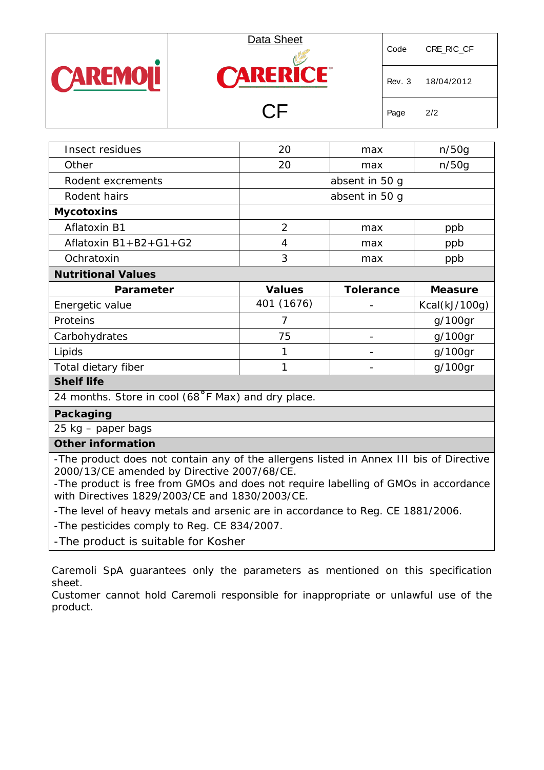| Data Sheet CARERICE CF | Code | CRE_RIC_CF |
|---|---|---|
| | Rev. 3 | 18/04/2012 |

| | | | |
|---|---|---|---|
| Insect residues | 20 | max | n/50g |
| Other | 20 | max | n/50g |
| Rodent excrements | absent in 50 g | | |
| Rodent hairs | absent in 50 g | | |
| **Mycotoxins** | | | |
| Aflatoxin B1 | 2 | max | ppb |
| Aflatoxin B1+B2+G1+G2 | 4 | max | ppb |
| Ochratoxin | 3 | max | ppb |
| **Nutritional Values** | | | |
| **Parameter** | **Values** | **Tolerance** | **Measure** |
| Energetic value | 401 (1676) | - | Kcal(kJ/100g) |
| Proteins | 7 | | g/100gr |
| Carbohydrates | 75 | - | g/100gr |
| Lipids | 1 | - | g/100gr |
| Total dietary fiber | 1 | - | g/100gr |
| **Shelf life** | | | |
| 24 months. Store in cool (68°F Max) and dry place. | | | |
| **Packaging** | | | |
| 25 kg – paper bags | | | |
| **Other information** | | | |

-The product does not contain any of the allergens listed in Annex III bis of Directive 2000/13/CE amended by Directive 2007/68/CE.
-The product is free from GMOs and does not require labelling of GMOs in accordance with Directives 1829/2003/CE and 1830/2003/CE.

-The level of heavy metals and arsenic are in accordance to Reg. CE 1881/2006.

-The pesticides comply to Reg. CE 834/2007.

-The product is suitable for Kosher

Caremoli SpA guarantees only the parameters as mentioned on this specification sheet.
Customer cannot hold Caremoli responsible for inappropriate or unlawful use of the product.